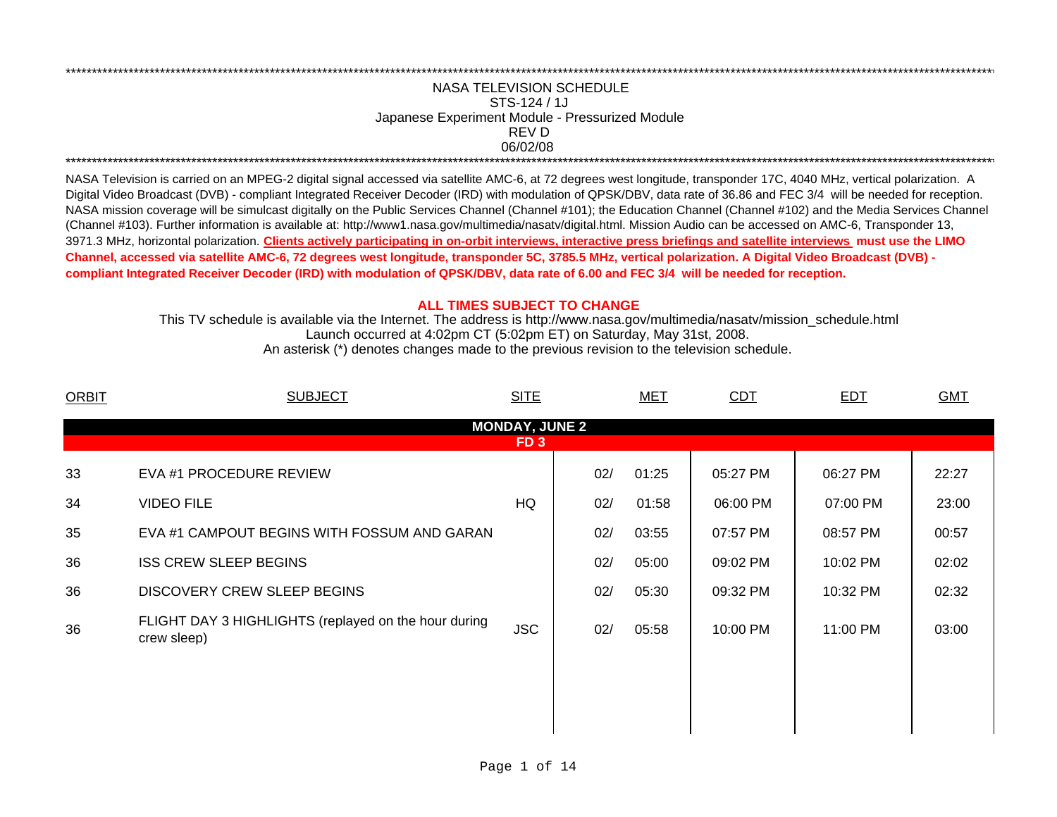\*\*\*\*\*\*\*\*\*\*\*\*\*\*\*\*\*\*\*\*\*\*\*\*\*\*\*\*\*\*\*\*\*\*\*\*\*\*\*\*\*\*\*\*\*\*\*\*\*\*\*\*\*\*\*\*\*\*\*\*\*\*\*\*\*\*\*\*\*\*\*\*\*\*\*\*\*\*\*\*\*\*\*\*\*\*\*\*\*\*\*\*\*\*\*\*\*\*\*\*\*\*\*\*\*\*\*\*\*\*

# NASA TELEVISION SCHEDULE

## STS-124 / 1J

## Japanese Experiment Module - Pressurized Module

REV D

06/02/08

\*\*\*\*\*\*\*\*\*\*\*\*\*\*\*\*\*\*\*\*\*\*\*\*\*\*\*\*\*\*\*\*\*\*\*\*\*\*\*\*\*\*\*\*\*\*\*\*\*\*\*\*\*\*\*\*\*\*\*\*\*\*\*\*\*\*\*\*\*\*\*\*\*\*\*\*\*\*\*\*\*\*\*\*\*\*\*\*\*\*\*\*\*\*\*\*\*\*\*\*\*\*\*\*\*\*\*\*\*\*

NASA Television is carried on an MPEG-2 digital signal accessed via satellite AMC-6, at 72 degrees west longitude, transponder 17C, 4040 MHz, vertical polarization. A Digital Video Broadcast (DVB) - compliant Integrated Receiver Decoder (IRD) with modulation of QPSK/DBV, data rate of 36.86 and FEC 3/4 will be needed for reception. NASA mission coverage will be simulcast digitally on the Public Services Channel (Channel #101); the Education Channel (Channel #102) and the Media Services Channel (Channel #103). Further information is available at: http://www1.nasa.gov/multimedia/nasatv/digital.html. Mission Audio can be accessed on AMC-6, Transponder 13, 3971.3 MHz, horizontal polarization. **Clients actively participating in on-orbit interviews, interactive press briefings and satellite interviews must use the LIMO Channel, accessed via satellite AMC-6, 72 degrees west longitude, transponder 5C, 3785.5 MHz, vertical polarization. A Digital Video Broadcast (DVB) - compliant Integrated Receiver Decoder (IRD) with modulation of QPSK/DBV, data rate of 6.00 and FEC 3/4 will be needed for reception.**

**ALL TIMES SUBJECT TO CHANGE**

This TV schedule is available via the Internet. The address is http://www.nasa.gov/multimedia/nasatv/mission_schedule.html

Launch occurred at 4:02pm CT (5:02pm ET) on Saturday, May 31st, 2008.

An asterisk (*) denotes changes made to the previous revision to the television schedule.

| ORBIT | SUBJECT | SITE | MET | CDT | EDT | GMT |
|---|---|---|---|---|---|---|
| | **MONDAY, JUNE 2** | | | | | |
| | **FD 3** | | | | | |
| 33 | EVA #1 PROCEDURE REVIEW | | 02/ 01:25 | 05:27 PM | 06:27 PM | 22:27 |
| 34 | VIDEO FILE | HQ | 02/ 01:58 | 06:00 PM | 07:00 PM | 23:00 |
| 35 | EVA #1 CAMPOUT BEGINS WITH FOSSUM AND GARAN | | 02/ 03:55 | 07:57 PM | 08:57 PM | 00:57 |
| 36 | ISS CREW SLEEP BEGINS | | 02/ 05:00 | 09:02 PM | 10:02 PM | 02:02 |
| 36 | DISCOVERY CREW SLEEP BEGINS | | 02/ 05:30 | 09:32 PM | 10:32 PM | 02:32 |
| 36 | FLIGHT DAY 3 HIGHLIGHTS (replayed on the hour during crew sleep) | JSC | 02/ 05:58 | 10:00 PM | 11:00 PM | 03:00 |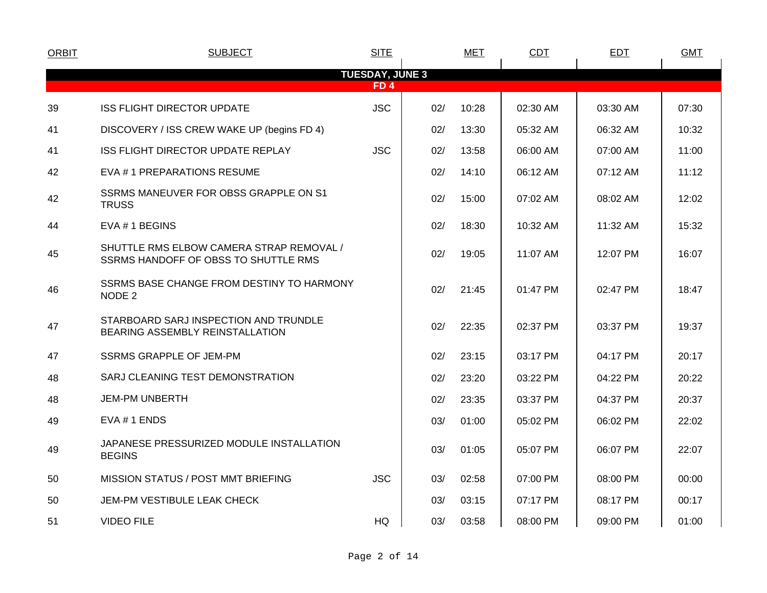| ORBIT | SUBJECT | SITE | MET | | CDT | EDT | GMT |
|---|---|---|---|---|---|---|---|
| | **TUESDAY, JUNE 3** | | | | | | |
| | **FD 4** | | | | | | |
| 39 | ISS FLIGHT DIRECTOR UPDATE | JSC | 02/ | 10:28 | 02:30 AM | 03:30 AM | 07:30 |
| 41 | DISCOVERY / ISS CREW WAKE UP (begins FD 4) | | 02/ | 13:30 | 05:32 AM | 06:32 AM | 10:32 |
| 41 | ISS FLIGHT DIRECTOR UPDATE REPLAY | JSC | 02/ | 13:58 | 06:00 AM | 07:00 AM | 11:00 |
| 42 | EVA # 1 PREPARATIONS RESUME | | 02/ | 14:10 | 06:12 AM | 07:12 AM | 11:12 |
| 42 | SSRMS MANEUVER FOR OBSS GRAPPLE ON S1 TRUSS | | 02/ | 15:00 | 07:02 AM | 08:02 AM | 12:02 |
| 44 | EVA # 1 BEGINS | | 02/ | 18:30 | 10:32 AM | 11:32 AM | 15:32 |
| 45 | SHUTTLE RMS ELBOW CAMERA STRAP REMOVAL / SSRMS HANDOFF OF OBSS TO SHUTTLE RMS | | 02/ | 19:05 | 11:07 AM | 12:07 PM | 16:07 |
| 46 | SSRMS BASE CHANGE FROM DESTINY TO HARMONY NODE 2 | | 02/ | 21:45 | 01:47 PM | 02:47 PM | 18:47 |
| 47 | STARBOARD SARJ INSPECTION AND TRUNDLE BEARING ASSEMBLY REINSTALLATION | | 02/ | 22:35 | 02:37 PM | 03:37 PM | 19:37 |
| 47 | SSRMS GRAPPLE OF JEM-PM | | 02/ | 23:15 | 03:17 PM | 04:17 PM | 20:17 |
| 48 | SARJ CLEANING TEST DEMONSTRATION | | 02/ | 23:20 | 03:22 PM | 04:22 PM | 20:22 |
| 48 | JEM-PM UNBERTH | | 02/ | 23:35 | 03:37 PM | 04:37 PM | 20:37 |
| 49 | EVA # 1 ENDS | | 03/ | 01:00 | 05:02 PM | 06:02 PM | 22:02 |
| 49 | JAPANESE PRESSURIZED MODULE INSTALLATION BEGINS | | 03/ | 01:05 | 05:07 PM | 06:07 PM | 22:07 |
| 50 | MISSION STATUS / POST MMT BRIEFING | JSC | 03/ | 02:58 | 07:00 PM | 08:00 PM | 00:00 |
| 50 | JEM-PM VESTIBULE LEAK CHECK | | 03/ | 03:15 | 07:17 PM | 08:17 PM | 00:17 |
| 51 | VIDEO FILE | HQ | 03/ | 03:58 | 08:00 PM | 09:00 PM | 01:00 |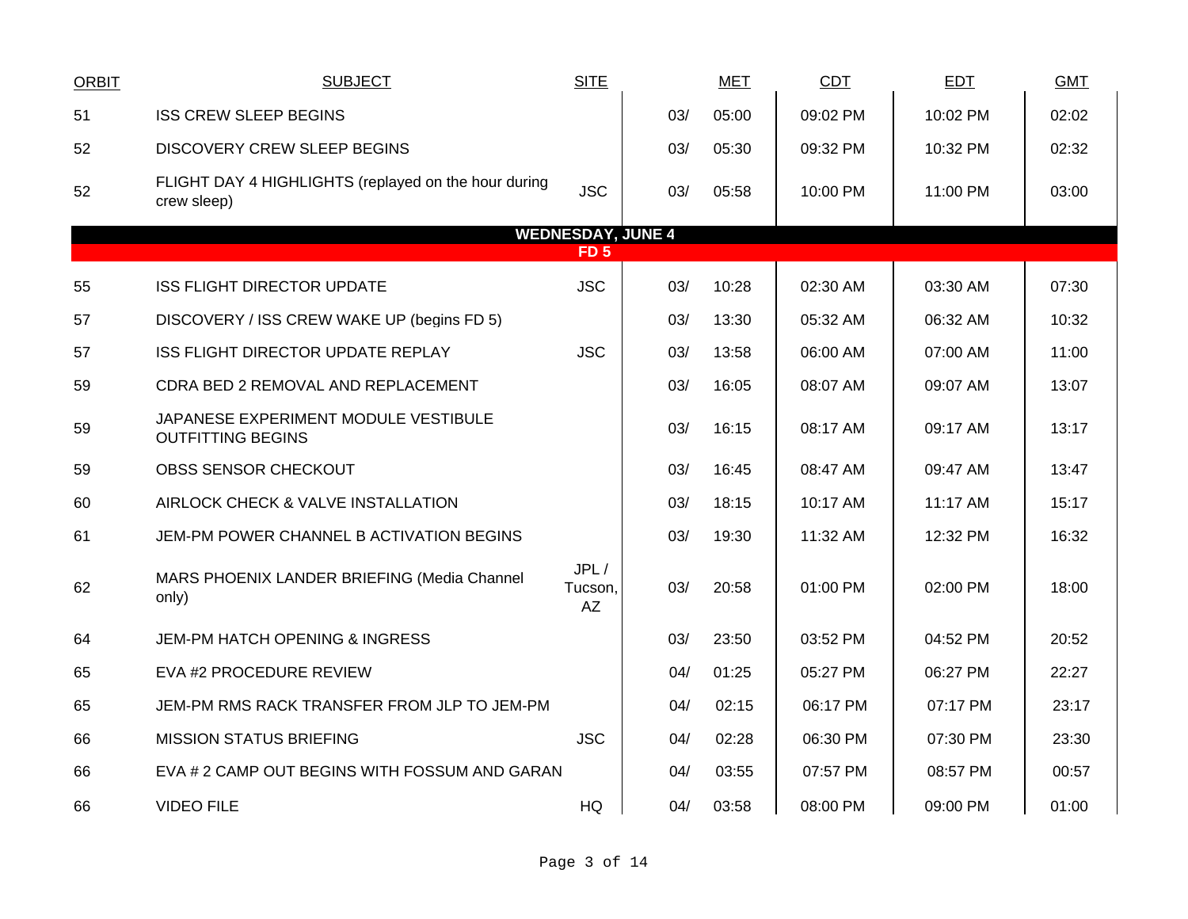| ORBIT | SUBJECT | SITE | | MET | CDT | EDT | GMT |
|---|---|---|---|---|---|---|---|
| 51 | ISS CREW SLEEP BEGINS | | 03/ | 05:00 | 09:02 PM | 10:02 PM | 02:02 |
| 52 | DISCOVERY CREW SLEEP BEGINS | | 03/ | 05:30 | 09:32 PM | 10:32 PM | 02:32 |
| 52 | FLIGHT DAY 4 HIGHLIGHTS (replayed on the hour during crew sleep) | JSC | 03/ | 05:58 | 10:00 PM | 11:00 PM | 03:00 |
| | **WEDNESDAY, JUNE 4** | | | | | | |
| | **FD 5** | | | | | | |
| 55 | ISS FLIGHT DIRECTOR UPDATE | JSC | 03/ | 10:28 | 02:30 AM | 03:30 AM | 07:30 |
| 57 | DISCOVERY / ISS CREW WAKE UP (begins FD 5) | | 03/ | 13:30 | 05:32 AM | 06:32 AM | 10:32 |
| 57 | ISS FLIGHT DIRECTOR UPDATE REPLAY | JSC | 03/ | 13:58 | 06:00 AM | 07:00 AM | 11:00 |
| 59 | CDRA BED 2 REMOVAL AND REPLACEMENT | | 03/ | 16:05 | 08:07 AM | 09:07 AM | 13:07 |
| 59 | JAPANESE EXPERIMENT MODULE VESTIBULE OUTFITTING BEGINS | | 03/ | 16:15 | 08:17 AM | 09:17 AM | 13:17 |
| 59 | OBSS SENSOR CHECKOUT | | 03/ | 16:45 | 08:47 AM | 09:47 AM | 13:47 |
| 60 | AIRLOCK CHECK & VALVE INSTALLATION | | 03/ | 18:15 | 10:17 AM | 11:17 AM | 15:17 |
| 61 | JEM-PM POWER CHANNEL B ACTIVATION BEGINS | | 03/ | 19:30 | 11:32 AM | 12:32 PM | 16:32 |
| 62 | MARS PHOENIX LANDER BRIEFING (Media Channel only) | JPL / Tucson, AZ | 03/ | 20:58 | 01:00 PM | 02:00 PM | 18:00 |
| 64 | JEM-PM HATCH OPENING & INGRESS | | 03/ | 23:50 | 03:52 PM | 04:52 PM | 20:52 |
| 65 | EVA #2 PROCEDURE REVIEW | | 04/ | 01:25 | 05:27 PM | 06:27 PM | 22:27 |
| 65 | JEM-PM RMS RACK TRANSFER FROM JLP TO JEM-PM | | 04/ | 02:15 | 06:17 PM | 07:17 PM | 23:17 |
| 66 | MISSION STATUS BRIEFING | JSC | 04/ | 02:28 | 06:30 PM | 07:30 PM | 23:30 |
| 66 | EVA # 2 CAMP OUT BEGINS WITH FOSSUM AND GARAN | | 04/ | 03:55 | 07:57 PM | 08:57 PM | 00:57 |
| 66 | VIDEO FILE | HQ | 04/ | 03:58 | 08:00 PM | 09:00 PM | 01:00 |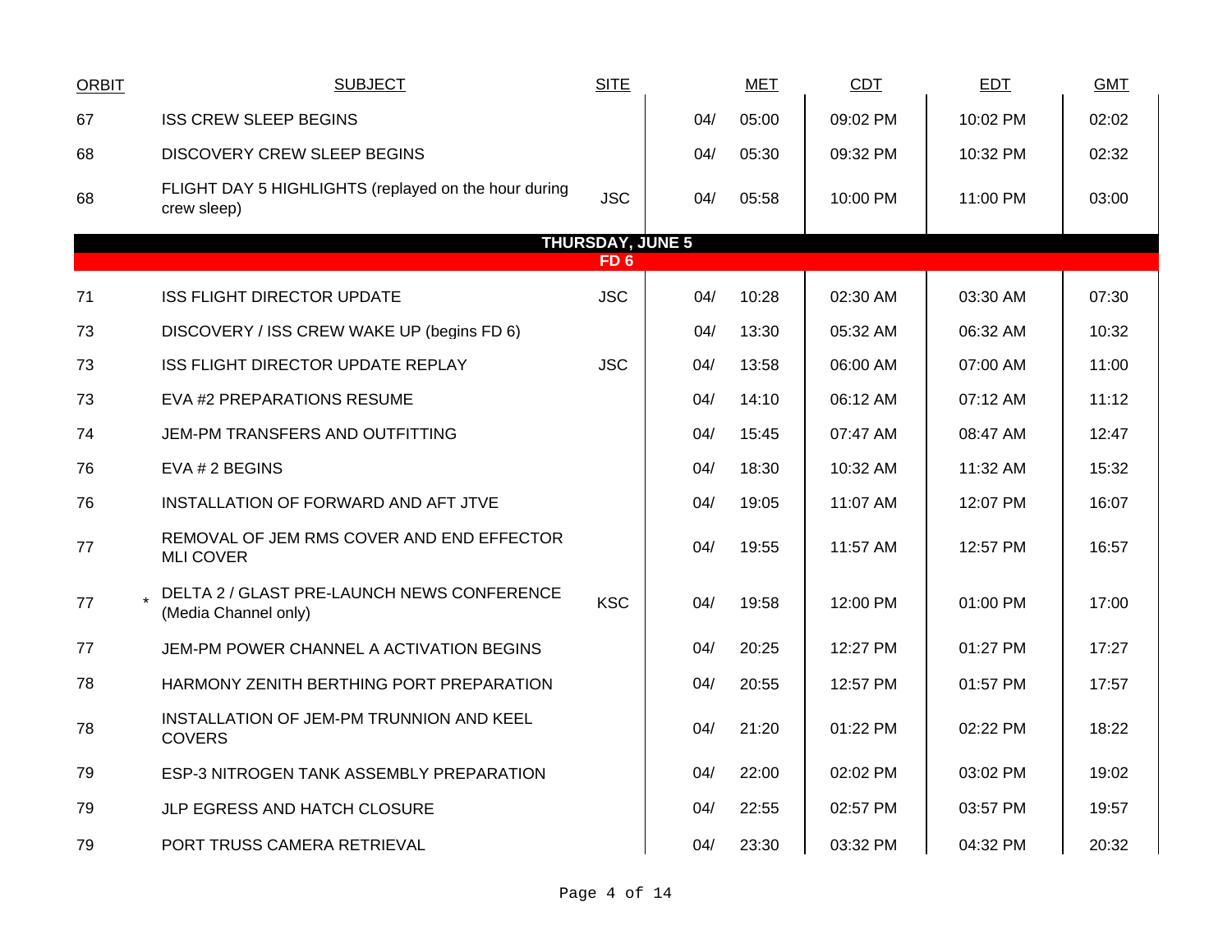| ORBIT | | SUBJECT | SITE | | MET | CDT | EDT | GMT |
|---|---|---|---|---|---|---|---|---|
| 67 | | ISS CREW SLEEP BEGINS | | 04/ | 05:00 | 09:02 PM | 10:02 PM | 02:02 |
| 68 | | DISCOVERY CREW SLEEP BEGINS | | 04/ | 05:30 | 09:32 PM | 10:32 PM | 02:32 |
| 68 | | FLIGHT DAY 5 HIGHLIGHTS (replayed on the hour during crew sleep) | JSC | 04/ | 05:58 | 10:00 PM | 11:00 PM | 03:00 |
| | | **THURSDAY, JUNE 5** | | | | | | |
| | | **FD 6** | | | | | | |
| 71 | | ISS FLIGHT DIRECTOR UPDATE | JSC | 04/ | 10:28 | 02:30 AM | 03:30 AM | 07:30 |
| 73 | | DISCOVERY / ISS CREW WAKE UP (begins FD 6) | | 04/ | 13:30 | 05:32 AM | 06:32 AM | 10:32 |
| 73 | | ISS FLIGHT DIRECTOR UPDATE REPLAY | JSC | 04/ | 13:58 | 06:00 AM | 07:00 AM | 11:00 |
| 73 | | EVA #2 PREPARATIONS RESUME | | 04/ | 14:10 | 06:12 AM | 07:12 AM | 11:12 |
| 74 | | JEM-PM TRANSFERS AND OUTFITTING | | 04/ | 15:45 | 07:47 AM | 08:47 AM | 12:47 |
| 76 | | EVA # 2 BEGINS | | 04/ | 18:30 | 10:32 AM | 11:32 AM | 15:32 |
| 76 | | INSTALLATION OF FORWARD AND AFT JTVE | | 04/ | 19:05 | 11:07 AM | 12:07 PM | 16:07 |
| 77 | | REMOVAL OF JEM RMS COVER AND END EFFECTOR MLI COVER | | 04/ | 19:55 | 11:57 AM | 12:57 PM | 16:57 |
| 77 | * | DELTA 2 / GLAST PRE-LAUNCH NEWS CONFERENCE (Media Channel only) | KSC | 04/ | 19:58 | 12:00 PM | 01:00 PM | 17:00 |
| 77 | | JEM-PM POWER CHANNEL A ACTIVATION BEGINS | | 04/ | 20:25 | 12:27 PM | 01:27 PM | 17:27 |
| 78 | | HARMONY ZENITH BERTHING PORT PREPARATION | | 04/ | 20:55 | 12:57 PM | 01:57 PM | 17:57 |
| 78 | | INSTALLATION OF JEM-PM TRUNNION AND KEEL COVERS | | 04/ | 21:20 | 01:22 PM | 02:22 PM | 18:22 |
| 79 | | ESP-3 NITROGEN TANK ASSEMBLY PREPARATION | | 04/ | 22:00 | 02:02 PM | 03:02 PM | 19:02 |
| 79 | | JLP EGRESS AND HATCH CLOSURE | | 04/ | 22:55 | 02:57 PM | 03:57 PM | 19:57 |
| 79 | | PORT TRUSS CAMERA RETRIEVAL | | 04/ | 23:30 | 03:32 PM | 04:32 PM | 20:32 |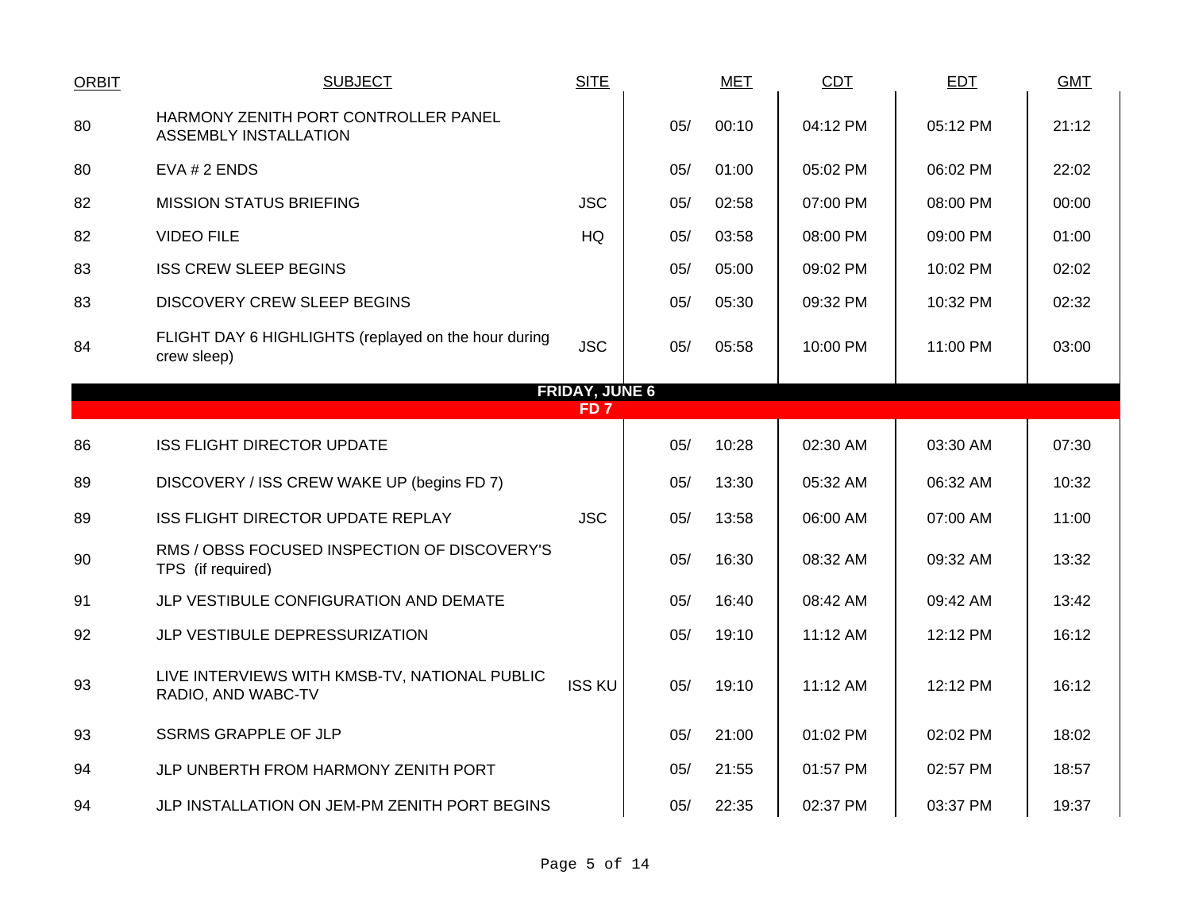| ORBIT | SUBJECT | SITE | | MET | CDT | EDT | GMT |
|---|---|---|---|---|---|---|---|
| 80 | HARMONY ZENITH PORT CONTROLLER PANEL ASSEMBLY INSTALLATION | | 05/ | 00:10 | 04:12 PM | 05:12 PM | 21:12 |
| 80 | EVA # 2 ENDS | | 05/ | 01:00 | 05:02 PM | 06:02 PM | 22:02 |
| 82 | MISSION STATUS BRIEFING | JSC | 05/ | 02:58 | 07:00 PM | 08:00 PM | 00:00 |
| 82 | VIDEO FILE | HQ | 05/ | 03:58 | 08:00 PM | 09:00 PM | 01:00 |
| 83 | ISS CREW SLEEP BEGINS | | 05/ | 05:00 | 09:02 PM | 10:02 PM | 02:02 |
| 83 | DISCOVERY CREW SLEEP BEGINS | | 05/ | 05:30 | 09:32 PM | 10:32 PM | 02:32 |
| 84 | FLIGHT DAY 6 HIGHLIGHTS (replayed on the hour during crew sleep) | JSC | 05/ | 05:58 | 10:00 PM | 11:00 PM | 03:00 |
| | **FRIDAY, JUNE 6** | | | | | | |
| | **FD 7** | | | | | | |
| 86 | ISS FLIGHT DIRECTOR UPDATE | | 05/ | 10:28 | 02:30 AM | 03:30 AM | 07:30 |
| 89 | DISCOVERY / ISS CREW WAKE UP (begins FD 7) | | 05/ | 13:30 | 05:32 AM | 06:32 AM | 10:32 |
| 89 | ISS FLIGHT DIRECTOR UPDATE REPLAY | JSC | 05/ | 13:58 | 06:00 AM | 07:00 AM | 11:00 |
| 90 | RMS / OBSS FOCUSED INSPECTION OF DISCOVERY'S TPS (if required) | | 05/ | 16:30 | 08:32 AM | 09:32 AM | 13:32 |
| 91 | JLP VESTIBULE CONFIGURATION AND DEMATE | | 05/ | 16:40 | 08:42 AM | 09:42 AM | 13:42 |
| 92 | JLP VESTIBULE DEPRESSURIZATION | | 05/ | 19:10 | 11:12 AM | 12:12 PM | 16:12 |
| 93 | LIVE INTERVIEWS WITH KMSB-TV, NATIONAL PUBLIC RADIO, AND WABC-TV | ISS KU | 05/ | 19:10 | 11:12 AM | 12:12 PM | 16:12 |
| 93 | SSRMS GRAPPLE OF JLP | | 05/ | 21:00 | 01:02 PM | 02:02 PM | 18:02 |
| 94 | JLP UNBERTH FROM HARMONY ZENITH PORT | | 05/ | 21:55 | 01:57 PM | 02:57 PM | 18:57 |
| 94 | JLP INSTALLATION ON JEM-PM ZENITH PORT BEGINS | | 05/ | 22:35 | 02:37 PM | 03:37 PM | 19:37 |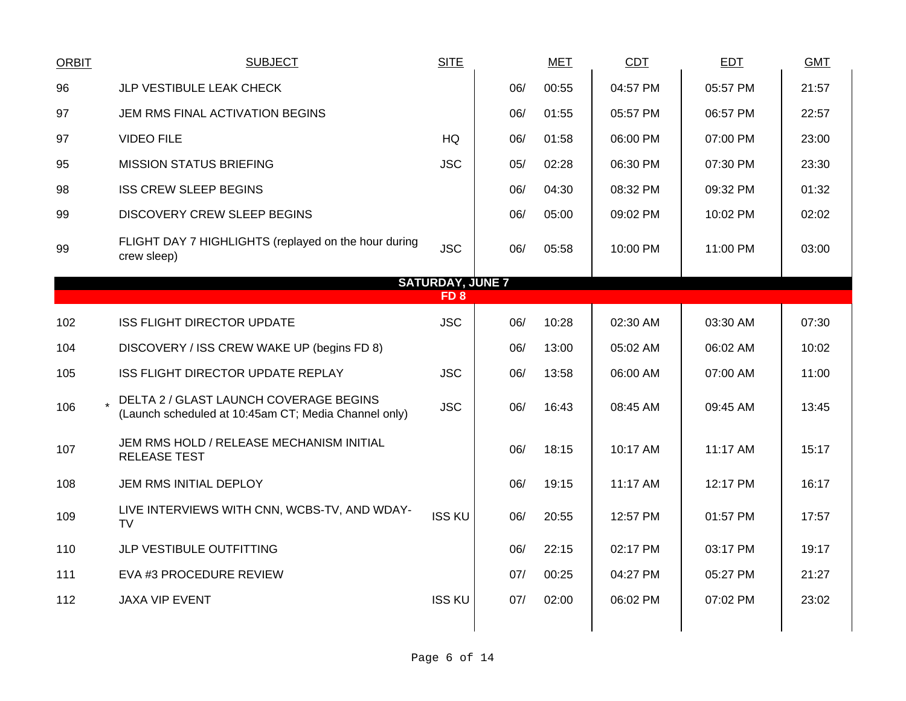| ORBIT | | SUBJECT | SITE | MET | | CDT | EDT | GMT |
|---|---|---|---|---|---|---|---|---|
| 96 | | JLP VESTIBULE LEAK CHECK | | 06/ | 00:55 | 04:57 PM | 05:57 PM | 21:57 |
| 97 | | JEM RMS FINAL ACTIVATION BEGINS | | 06/ | 01:55 | 05:57 PM | 06:57 PM | 22:57 |
| 97 | | VIDEO FILE | HQ | 06/ | 01:58 | 06:00 PM | 07:00 PM | 23:00 |
| 95 | | MISSION STATUS BRIEFING | JSC | 05/ | 02:28 | 06:30 PM | 07:30 PM | 23:30 |
| 98 | | ISS CREW SLEEP BEGINS | | 06/ | 04:30 | 08:32 PM | 09:32 PM | 01:32 |
| 99 | | DISCOVERY CREW SLEEP BEGINS | | 06/ | 05:00 | 09:02 PM | 10:02 PM | 02:02 |
| 99 | | FLIGHT DAY 7 HIGHLIGHTS (replayed on the hour during crew sleep) | JSC | 06/ | 05:58 | 10:00 PM | 11:00 PM | 03:00 |
| **SATURDAY, JUNE 7** | | | | | | | | |
| **FD 8** | | | | | | | | |
| 102 | | ISS FLIGHT DIRECTOR UPDATE | JSC | 06/ | 10:28 | 02:30 AM | 03:30 AM | 07:30 |
| 104 | | DISCOVERY / ISS CREW WAKE UP (begins FD 8) | | 06/ | 13:00 | 05:02 AM | 06:02 AM | 10:02 |
| 105 | | ISS FLIGHT DIRECTOR UPDATE REPLAY | JSC | 06/ | 13:58 | 06:00 AM | 07:00 AM | 11:00 |
| 106 | * | DELTA 2 / GLAST LAUNCH COVERAGE BEGINS (Launch scheduled at 10:45am CT; Media Channel only) | JSC | 06/ | 16:43 | 08:45 AM | 09:45 AM | 13:45 |
| 107 | | JEM RMS HOLD / RELEASE MECHANISM INITIAL RELEASE TEST | | 06/ | 18:15 | 10:17 AM | 11:17 AM | 15:17 |
| 108 | | JEM RMS INITIAL DEPLOY | | 06/ | 19:15 | 11:17 AM | 12:17 PM | 16:17 |
| 109 | | LIVE INTERVIEWS WITH CNN, WCBS-TV, AND WDAY-TV | ISS KU | 06/ | 20:55 | 12:57 PM | 01:57 PM | 17:57 |
| 110 | | JLP VESTIBULE OUTFITTING | | 06/ | 22:15 | 02:17 PM | 03:17 PM | 19:17 |
| 111 | | EVA #3 PROCEDURE REVIEW | | 07/ | 00:25 | 04:27 PM | 05:27 PM | 21:27 |
| 112 | | JAXA VIP EVENT | ISS KU | 07/ | 02:00 | 06:02 PM | 07:02 PM | 23:02 |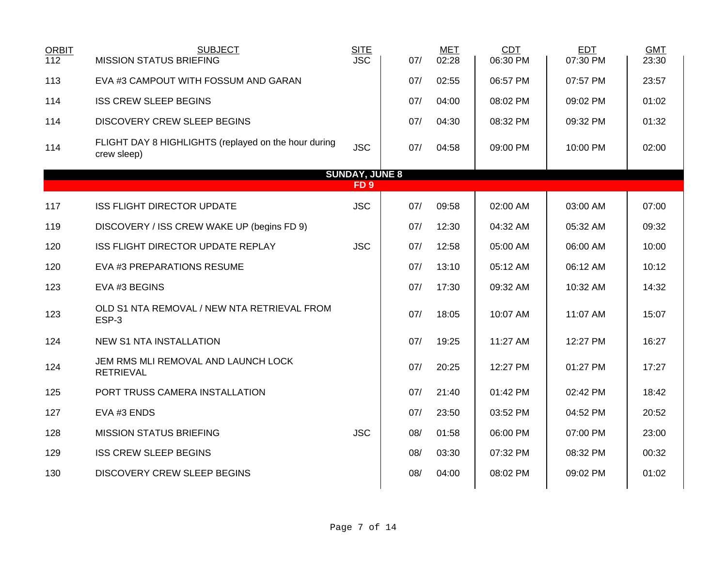| ORBIT | SUBJECT | SITE | | MET | CDT | EDT | GMT |
|---|---|---|---|---|---|---|---|
| 112 | MISSION STATUS BRIEFING | JSC | 07/ | 02:28 | 06:30 PM | 07:30 PM | 23:30 |
| 113 | EVA #3 CAMPOUT WITH FOSSUM AND GARAN | | 07/ | 02:55 | 06:57 PM | 07:57 PM | 23:57 |
| 114 | ISS CREW SLEEP BEGINS | | 07/ | 04:00 | 08:02 PM | 09:02 PM | 01:02 |
| 114 | DISCOVERY CREW SLEEP BEGINS | | 07/ | 04:30 | 08:32 PM | 09:32 PM | 01:32 |
| 114 | FLIGHT DAY 8 HIGHLIGHTS (replayed on the hour during crew sleep) | JSC | 07/ | 04:58 | 09:00 PM | 10:00 PM | 02:00 |
| | **SUNDAY, JUNE 8** | | | | | | |
| | **FD 9** | | | | | | |
| 117 | ISS FLIGHT DIRECTOR UPDATE | JSC | 07/ | 09:58 | 02:00 AM | 03:00 AM | 07:00 |
| 119 | DISCOVERY / ISS CREW WAKE UP (begins FD 9) | | 07/ | 12:30 | 04:32 AM | 05:32 AM | 09:32 |
| 120 | ISS FLIGHT DIRECTOR UPDATE REPLAY | JSC | 07/ | 12:58 | 05:00 AM | 06:00 AM | 10:00 |
| 120 | EVA #3 PREPARATIONS RESUME | | 07/ | 13:10 | 05:12 AM | 06:12 AM | 10:12 |
| 123 | EVA #3 BEGINS | | 07/ | 17:30 | 09:32 AM | 10:32 AM | 14:32 |
| 123 | OLD S1 NTA REMOVAL / NEW NTA RETRIEVAL FROM ESP-3 | | 07/ | 18:05 | 10:07 AM | 11:07 AM | 15:07 |
| 124 | NEW S1 NTA INSTALLATION | | 07/ | 19:25 | 11:27 AM | 12:27 PM | 16:27 |
| 124 | JEM RMS MLI REMOVAL AND LAUNCH LOCK RETRIEVAL | | 07/ | 20:25 | 12:27 PM | 01:27 PM | 17:27 |
| 125 | PORT TRUSS CAMERA INSTALLATION | | 07/ | 21:40 | 01:42 PM | 02:42 PM | 18:42 |
| 127 | EVA #3 ENDS | | 07/ | 23:50 | 03:52 PM | 04:52 PM | 20:52 |
| 128 | MISSION STATUS BRIEFING | JSC | 08/ | 01:58 | 06:00 PM | 07:00 PM | 23:00 |
| 129 | ISS CREW SLEEP BEGINS | | 08/ | 03:30 | 07:32 PM | 08:32 PM | 00:32 |
| 130 | DISCOVERY CREW SLEEP BEGINS | | 08/ | 04:00 | 08:02 PM | 09:02 PM | 01:02 |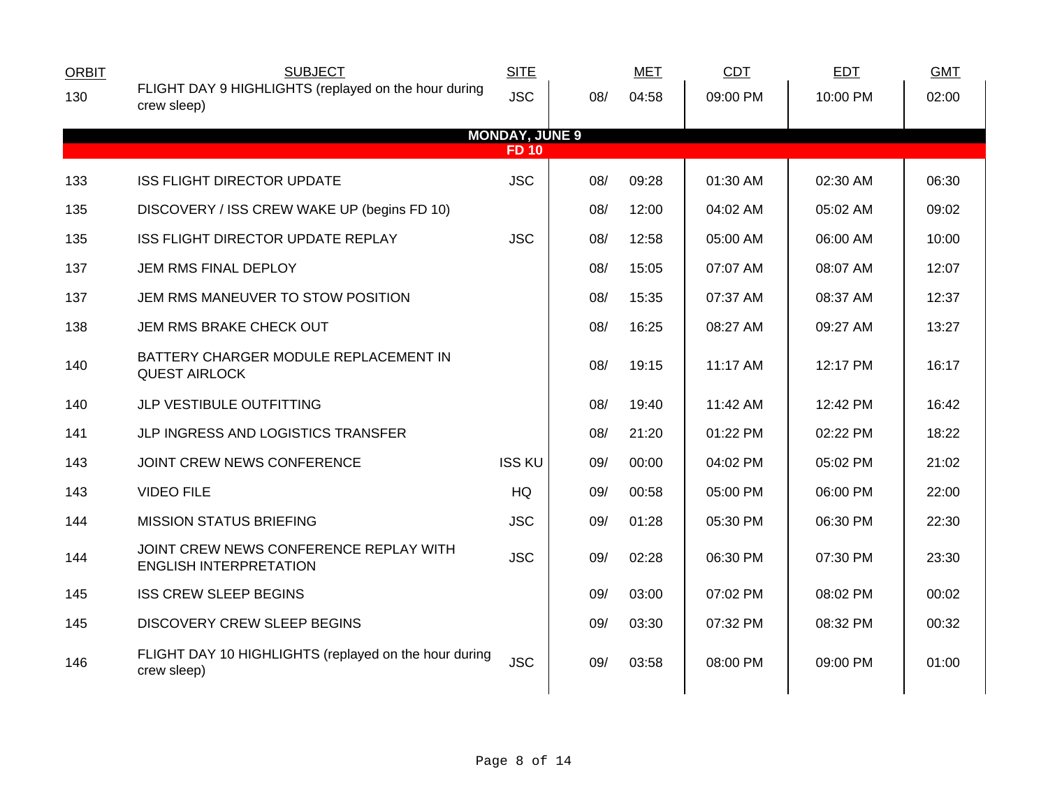| ORBIT | SUBJECT | SITE | | MET | CDT | EDT | GMT |
|---|---|---|---|---|---|---|---|
| 130 | FLIGHT DAY 9 HIGHLIGHTS (replayed on the hour during crew sleep) | JSC | 08/ | 04:58 | 09:00 PM | 10:00 PM | 02:00 |
| | **MONDAY, JUNE 9** | | | | | | |
| | **FD 10** | | | | | | |
| 133 | ISS FLIGHT DIRECTOR UPDATE | JSC | 08/ | 09:28 | 01:30 AM | 02:30 AM | 06:30 |
| 135 | DISCOVERY / ISS CREW WAKE UP (begins FD 10) | | 08/ | 12:00 | 04:02 AM | 05:02 AM | 09:02 |
| 135 | ISS FLIGHT DIRECTOR UPDATE REPLAY | JSC | 08/ | 12:58 | 05:00 AM | 06:00 AM | 10:00 |
| 137 | JEM RMS FINAL DEPLOY | | 08/ | 15:05 | 07:07 AM | 08:07 AM | 12:07 |
| 137 | JEM RMS MANEUVER TO STOW POSITION | | 08/ | 15:35 | 07:37 AM | 08:37 AM | 12:37 |
| 138 | JEM RMS BRAKE CHECK OUT | | 08/ | 16:25 | 08:27 AM | 09:27 AM | 13:27 |
| 140 | BATTERY CHARGER MODULE REPLACEMENT IN QUEST AIRLOCK | | 08/ | 19:15 | 11:17 AM | 12:17 PM | 16:17 |
| 140 | JLP VESTIBULE OUTFITTING | | 08/ | 19:40 | 11:42 AM | 12:42 PM | 16:42 |
| 141 | JLP INGRESS AND LOGISTICS TRANSFER | | 08/ | 21:20 | 01:22 PM | 02:22 PM | 18:22 |
| 143 | JOINT CREW NEWS CONFERENCE | ISS KU | 09/ | 00:00 | 04:02 PM | 05:02 PM | 21:02 |
| 143 | VIDEO FILE | HQ | 09/ | 00:58 | 05:00 PM | 06:00 PM | 22:00 |
| 144 | MISSION STATUS BRIEFING | JSC | 09/ | 01:28 | 05:30 PM | 06:30 PM | 22:30 |
| 144 | JOINT CREW NEWS CONFERENCE REPLAY WITH ENGLISH INTERPRETATION | JSC | 09/ | 02:28 | 06:30 PM | 07:30 PM | 23:30 |
| 145 | ISS CREW SLEEP BEGINS | | 09/ | 03:00 | 07:02 PM | 08:02 PM | 00:02 |
| 145 | DISCOVERY CREW SLEEP BEGINS | | 09/ | 03:30 | 07:32 PM | 08:32 PM | 00:32 |
| 146 | FLIGHT DAY 10 HIGHLIGHTS (replayed on the hour during crew sleep) | JSC | 09/ | 03:58 | 08:00 PM | 09:00 PM | 01:00 |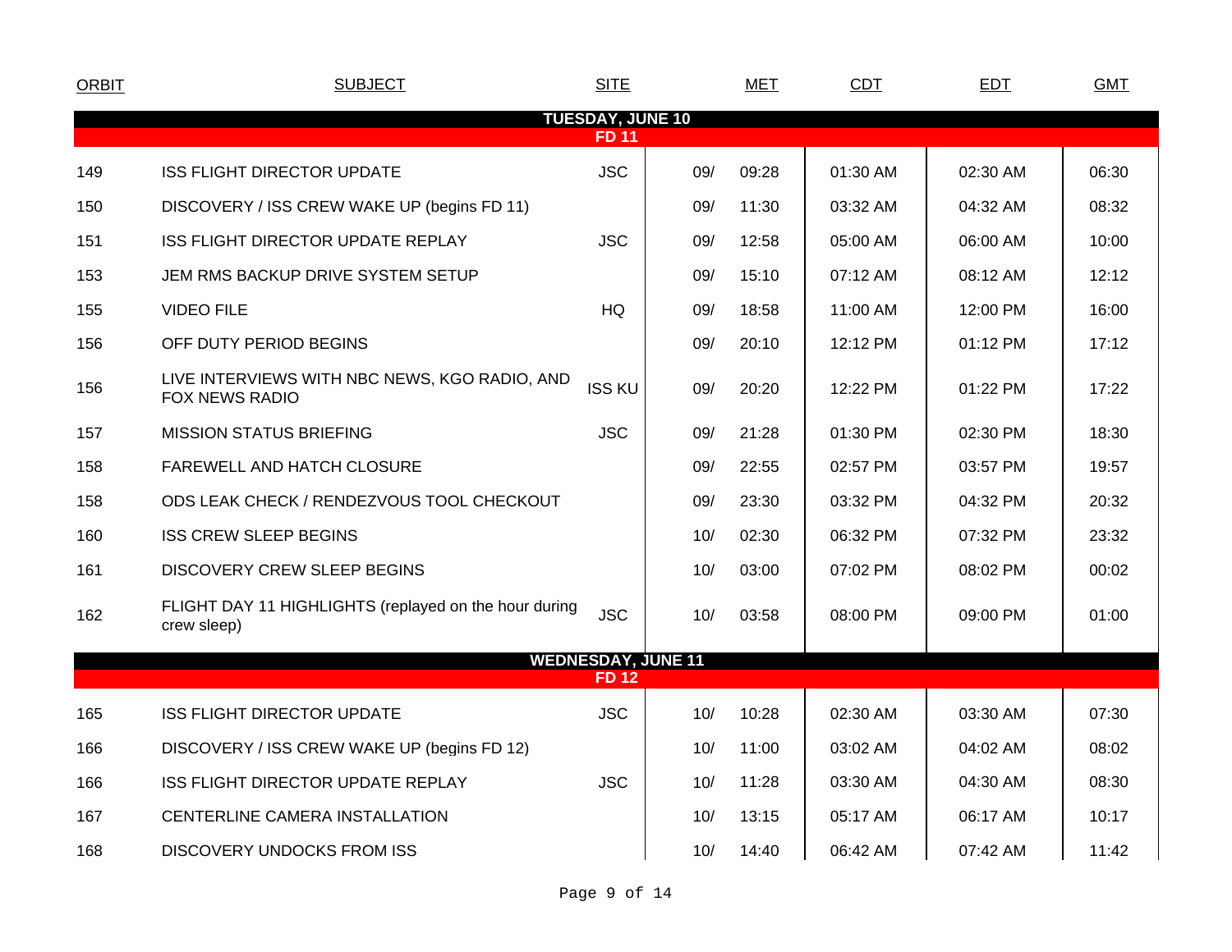| ORBIT | SUBJECT | SITE | MET | | CDT | EDT | GMT |
|---|---|---|---|---|---|---|---|
| **TUESDAY, JUNE 10** | | | | | | | |
| **FD 11** | | | | | | | |
| 149 | ISS FLIGHT DIRECTOR UPDATE | JSC | 09/ | 09:28 | 01:30 AM | 02:30 AM | 06:30 |
| 150 | DISCOVERY / ISS CREW WAKE UP (begins FD 11) | | 09/ | 11:30 | 03:32 AM | 04:32 AM | 08:32 |
| 151 | ISS FLIGHT DIRECTOR UPDATE REPLAY | JSC | 09/ | 12:58 | 05:00 AM | 06:00 AM | 10:00 |
| 153 | JEM RMS BACKUP DRIVE SYSTEM SETUP | | 09/ | 15:10 | 07:12 AM | 08:12 AM | 12:12 |
| 155 | VIDEO FILE | HQ | 09/ | 18:58 | 11:00 AM | 12:00 PM | 16:00 |
| 156 | OFF DUTY PERIOD BEGINS | | 09/ | 20:10 | 12:12 PM | 01:12 PM | 17:12 |
| 156 | LIVE INTERVIEWS WITH NBC NEWS, KGO RADIO, AND FOX NEWS RADIO | ISS KU | 09/ | 20:20 | 12:22 PM | 01:22 PM | 17:22 |
| 157 | MISSION STATUS BRIEFING | JSC | 09/ | 21:28 | 01:30 PM | 02:30 PM | 18:30 |
| 158 | FAREWELL AND HATCH CLOSURE | | 09/ | 22:55 | 02:57 PM | 03:57 PM | 19:57 |
| 158 | ODS LEAK CHECK / RENDEZVOUS TOOL CHECKOUT | | 09/ | 23:30 | 03:32 PM | 04:32 PM | 20:32 |
| 160 | ISS CREW SLEEP BEGINS | | 10/ | 02:30 | 06:32 PM | 07:32 PM | 23:32 |
| 161 | DISCOVERY CREW SLEEP BEGINS | | 10/ | 03:00 | 07:02 PM | 08:02 PM | 00:02 |
| 162 | FLIGHT DAY 11 HIGHLIGHTS (replayed on the hour during crew sleep) | JSC | 10/ | 03:58 | 08:00 PM | 09:00 PM | 01:00 |
| **WEDNESDAY, JUNE 11** | | | | | | | |
| **FD 12** | | | | | | | |
| 165 | ISS FLIGHT DIRECTOR UPDATE | JSC | 10/ | 10:28 | 02:30 AM | 03:30 AM | 07:30 |
| 166 | DISCOVERY / ISS CREW WAKE UP (begins FD 12) | | 10/ | 11:00 | 03:02 AM | 04:02 AM | 08:02 |
| 166 | ISS FLIGHT DIRECTOR UPDATE REPLAY | JSC | 10/ | 11:28 | 03:30 AM | 04:30 AM | 08:30 |
| 167 | CENTERLINE CAMERA INSTALLATION | | 10/ | 13:15 | 05:17 AM | 06:17 AM | 10:17 |
| 168 | DISCOVERY UNDOCKS FROM ISS | | 10/ | 14:40 | 06:42 AM | 07:42 AM | 11:42 |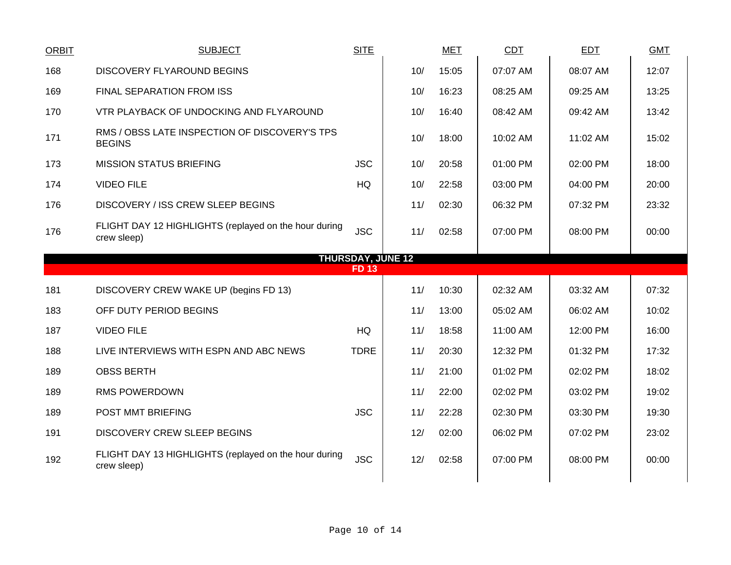| ORBIT | SUBJECT | SITE | MET | | CDT | EDT | GMT |
|---|---|---|---|---|---|---|---|
| 168 | DISCOVERY FLYAROUND BEGINS | | 10/ | 15:05 | 07:07 AM | 08:07 AM | 12:07 |
| 169 | FINAL SEPARATION FROM ISS | | 10/ | 16:23 | 08:25 AM | 09:25 AM | 13:25 |
| 170 | VTR PLAYBACK OF UNDOCKING AND FLYAROUND | | 10/ | 16:40 | 08:42 AM | 09:42 AM | 13:42 |
| 171 | RMS / OBSS LATE INSPECTION OF DISCOVERY'S TPS BEGINS | | 10/ | 18:00 | 10:02 AM | 11:02 AM | 15:02 |
| 173 | MISSION STATUS BRIEFING | JSC | 10/ | 20:58 | 01:00 PM | 02:00 PM | 18:00 |
| 174 | VIDEO FILE | HQ | 10/ | 22:58 | 03:00 PM | 04:00 PM | 20:00 |
| 176 | DISCOVERY / ISS CREW SLEEP BEGINS | | 11/ | 02:30 | 06:32 PM | 07:32 PM | 23:32 |
| 176 | FLIGHT DAY 12 HIGHLIGHTS (replayed on the hour during crew sleep) | JSC | 11/ | 02:58 | 07:00 PM | 08:00 PM | 00:00 |
| | **THURSDAY, JUNE 12** | | | | | | |
| | **FD 13** | | | | | | |
| 181 | DISCOVERY CREW WAKE UP (begins FD 13) | | 11/ | 10:30 | 02:32 AM | 03:32 AM | 07:32 |
| 183 | OFF DUTY PERIOD BEGINS | | 11/ | 13:00 | 05:02 AM | 06:02 AM | 10:02 |
| 187 | VIDEO FILE | HQ | 11/ | 18:58 | 11:00 AM | 12:00 PM | 16:00 |
| 188 | LIVE INTERVIEWS WITH ESPN AND ABC NEWS | TDRE | 11/ | 20:30 | 12:32 PM | 01:32 PM | 17:32 |
| 189 | OBSS BERTH | | 11/ | 21:00 | 01:02 PM | 02:02 PM | 18:02 |
| 189 | RMS POWERDOWN | | 11/ | 22:00 | 02:02 PM | 03:02 PM | 19:02 |
| 189 | POST MMT BRIEFING | JSC | 11/ | 22:28 | 02:30 PM | 03:30 PM | 19:30 |
| 191 | DISCOVERY CREW SLEEP BEGINS | | 12/ | 02:00 | 06:02 PM | 07:02 PM | 23:02 |
| 192 | FLIGHT DAY 13 HIGHLIGHTS (replayed on the hour during crew sleep) | JSC | 12/ | 02:58 | 07:00 PM | 08:00 PM | 00:00 |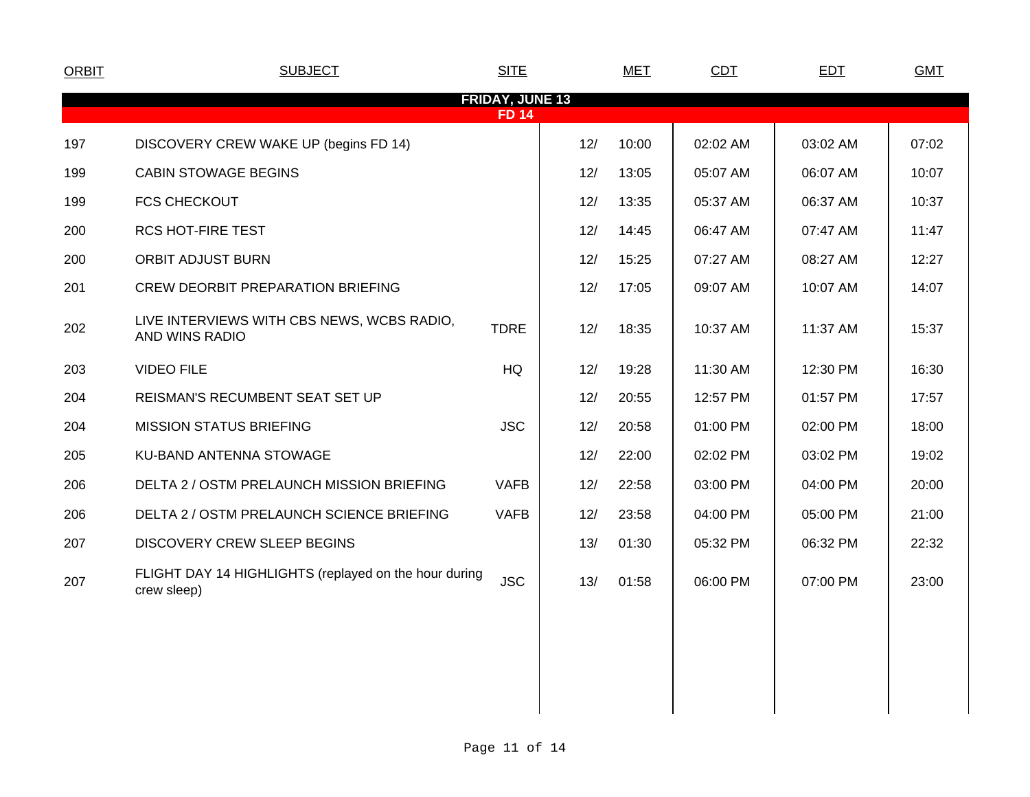| ORBIT | SUBJECT | SITE | MET | | CDT | EDT | GMT |
|---|---|---|---|---|---|---|---|
| **FRIDAY, JUNE 13** | | | | | | | |
| **FD 14** | | | | | | | |
| 197 | DISCOVERY CREW WAKE UP (begins FD 14) | | 12/ | 10:00 | 02:02 AM | 03:02 AM | 07:02 |
| 199 | CABIN STOWAGE BEGINS | | 12/ | 13:05 | 05:07 AM | 06:07 AM | 10:07 |
| 199 | FCS CHECKOUT | | 12/ | 13:35 | 05:37 AM | 06:37 AM | 10:37 |
| 200 | RCS HOT-FIRE TEST | | 12/ | 14:45 | 06:47 AM | 07:47 AM | 11:47 |
| 200 | ORBIT ADJUST BURN | | 12/ | 15:25 | 07:27 AM | 08:27 AM | 12:27 |
| 201 | CREW DEORBIT PREPARATION BRIEFING | | 12/ | 17:05 | 09:07 AM | 10:07 AM | 14:07 |
| 202 | LIVE INTERVIEWS WITH CBS NEWS, WCBS RADIO, AND WINS RADIO | TDRE | 12/ | 18:35 | 10:37 AM | 11:37 AM | 15:37 |
| 203 | VIDEO FILE | HQ | 12/ | 19:28 | 11:30 AM | 12:30 PM | 16:30 |
| 204 | REISMAN'S RECUMBENT SEAT SET UP | | 12/ | 20:55 | 12:57 PM | 01:57 PM | 17:57 |
| 204 | MISSION STATUS BRIEFING | JSC | 12/ | 20:58 | 01:00 PM | 02:00 PM | 18:00 |
| 205 | KU-BAND ANTENNA STOWAGE | | 12/ | 22:00 | 02:02 PM | 03:02 PM | 19:02 |
| 206 | DELTA 2 / OSTM PRELAUNCH MISSION BRIEFING | VAFB | 12/ | 22:58 | 03:00 PM | 04:00 PM | 20:00 |
| 206 | DELTA 2 / OSTM PRELAUNCH SCIENCE BRIEFING | VAFB | 12/ | 23:58 | 04:00 PM | 05:00 PM | 21:00 |
| 207 | DISCOVERY CREW SLEEP BEGINS | | 13/ | 01:30 | 05:32 PM | 06:32 PM | 22:32 |
| 207 | FLIGHT DAY 14 HIGHLIGHTS (replayed on the hour during crew sleep) | JSC | 13/ | 01:58 | 06:00 PM | 07:00 PM | 23:00 |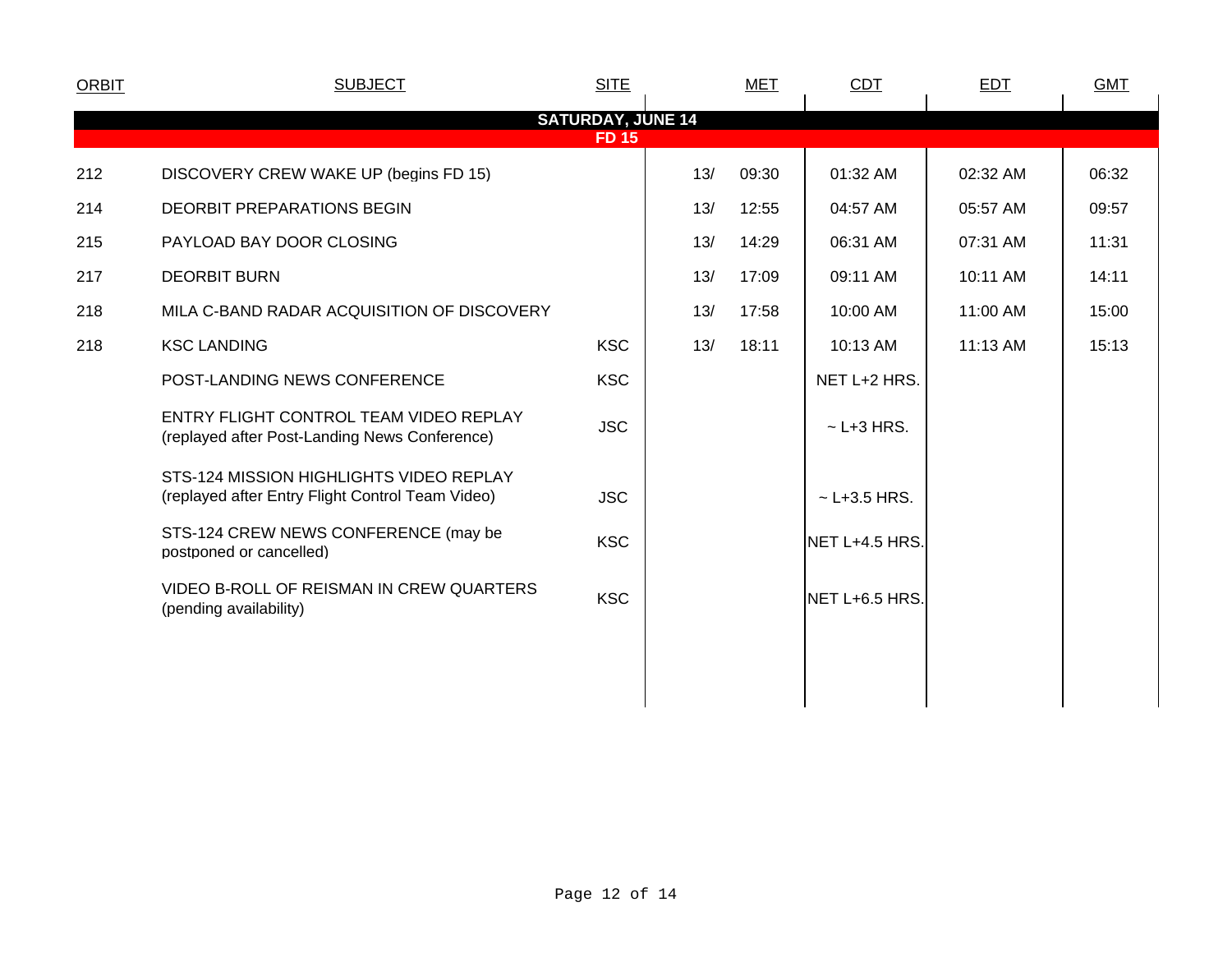| ORBIT | SUBJECT | SITE | MET | | CDT | EDT | GMT |
|---|---|---|---|---|---|---|---|
| **SATURDAY, JUNE 14** | | | | | | | |
| **FD 15** | | | | | | | |
| 212 | DISCOVERY CREW WAKE UP (begins FD 15) | | 13/ | 09:30 | 01:32 AM | 02:32 AM | 06:32 |
| 214 | DEORBIT PREPARATIONS BEGIN | | 13/ | 12:55 | 04:57 AM | 05:57 AM | 09:57 |
| 215 | PAYLOAD BAY DOOR CLOSING | | 13/ | 14:29 | 06:31 AM | 07:31 AM | 11:31 |
| 217 | DEORBIT BURN | | 13/ | 17:09 | 09:11 AM | 10:11 AM | 14:11 |
| 218 | MILA C-BAND RADAR ACQUISITION OF DISCOVERY | | 13/ | 17:58 | 10:00 AM | 11:00 AM | 15:00 |
| 218 | KSC LANDING | KSC | 13/ | 18:11 | 10:13 AM | 11:13 AM | 15:13 |
| | POST-LANDING NEWS CONFERENCE | KSC | | | NET L+2 HRS. | | |
| | ENTRY FLIGHT CONTROL TEAM VIDEO REPLAY (replayed after Post-Landing News Conference) | JSC | | | ~ L+3 HRS. | | |
| | STS-124 MISSION HIGHLIGHTS VIDEO REPLAY (replayed after Entry Flight Control Team Video) | JSC | | | ~ L+3.5 HRS. | | |
| | STS-124 CREW NEWS CONFERENCE (may be postponed or cancelled) | KSC | | | NET L+4.5 HRS. | | |
| | VIDEO B-ROLL OF REISMAN IN CREW QUARTERS (pending availability) | KSC | | | NET L+6.5 HRS. | | |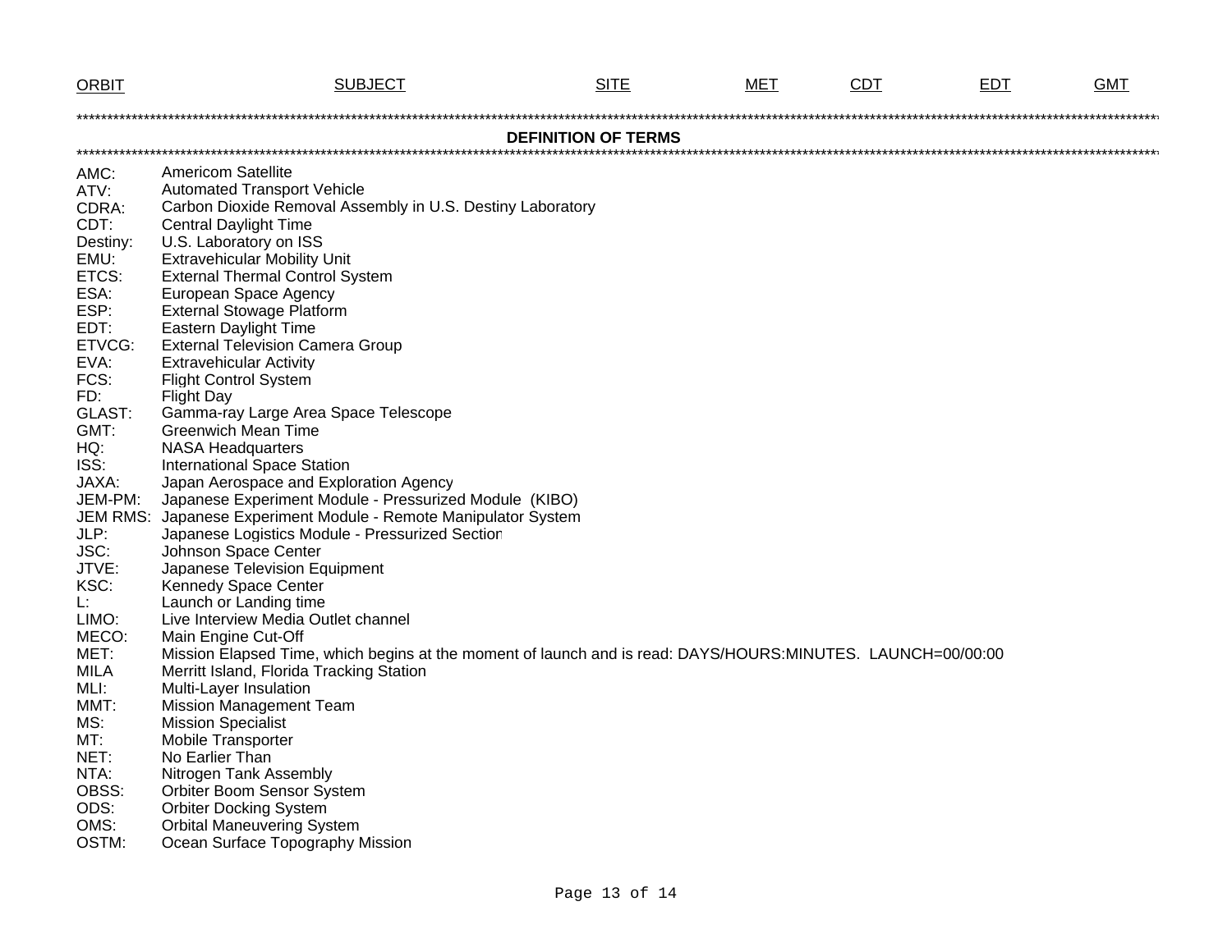| ORBIT | SUBJECT | SITE | MET | CDT | EDT | GMT |
|---|---|---|---|---|---|---|

## DEFINITION OF TERMS

| | |
|---|---|
| AMC: | Americom Satellite |
| ATV: | Automated Transport Vehicle |
| CDRA: | Carbon Dioxide Removal Assembly in U.S. Destiny Laboratory |
| CDT: | Central Daylight Time |
| Destiny: | U.S. Laboratory on ISS |
| EMU: | Extravehicular Mobility Unit |
| ETCS: | External Thermal Control System |
| ESA: | European Space Agency |
| ESP: | External Stowage Platform |
| EDT: | Eastern Daylight Time |
| ETVCG: | External Television Camera Group |
| EVA: | Extravehicular Activity |
| FCS: | Flight Control System |
| FD: | Flight Day |
| GLAST: | Gamma-ray Large Area Space Telescope |
| GMT: | Greenwich Mean Time |
| HQ: | NASA Headquarters |
| ISS: | International Space Station |
| JAXA: | Japan Aerospace and Exploration Agency |
| JEM-PM: | Japanese Experiment Module - Pressurized Module (KIBO) |
| JEM RMS: | Japanese Experiment Module - Remote Manipulator System |
| JLP: | Japanese Logistics Module - Pressurized Section |
| JSC: | Johnson Space Center |
| JTVE: | Japanese Television Equipment |
| KSC: | Kennedy Space Center |
| L: | Launch or Landing time |
| LIMO: | Live Interview Media Outlet channel |
| MECO: | Main Engine Cut-Off |
| MET: | Mission Elapsed Time, which begins at the moment of launch and is read: DAYS/HOURS:MINUTES. LAUNCH=00/00:00 |
| MILA | Merritt Island, Florida Tracking Station |
| MLI: | Multi-Layer Insulation |
| MMT: | Mission Management Team |
| MS: | Mission Specialist |
| MT: | Mobile Transporter |
| NET: | No Earlier Than |
| NTA: | Nitrogen Tank Assembly |
| OBSS: | Orbiter Boom Sensor System |
| ODS: | Orbiter Docking System |
| OMS: | Orbital Maneuvering System |
| OSTM: | Ocean Surface Topography Mission |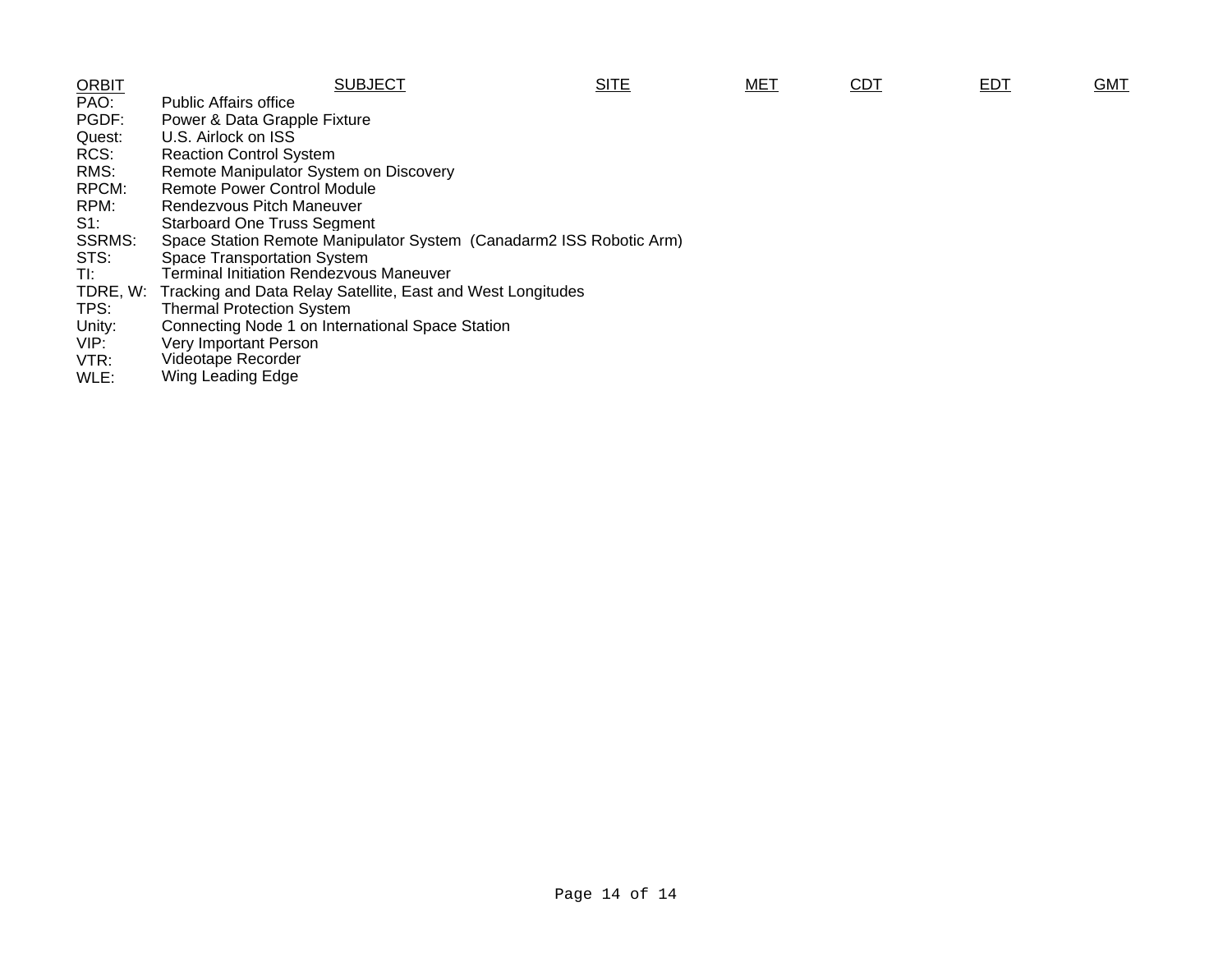| ORBIT | SUBJECT | SITE | MET | CDT | EDT | GMT |
|---|---|---|---|---|---|---|

PAO: Public Affairs office
PGDF: Power & Data Grapple Fixture
Quest: U.S. Airlock on ISS
RCS: Reaction Control System
RMS: Remote Manipulator System on Discovery
RPCM: Remote Power Control Module
RPM: Rendezvous Pitch Maneuver
S1: Starboard One Truss Segment
SSRMS: Space Station Remote Manipulator System (Canadarm2 ISS Robotic Arm)
STS: Space Transportation System
TI: Terminal Initiation Rendezvous Maneuver
TDRE, W: Tracking and Data Relay Satellite, East and West Longitudes
TPS: Thermal Protection System
Unity: Connecting Node 1 on International Space Station
VIP: Very Important Person
VTR: Videotape Recorder
WLE: Wing Leading Edge